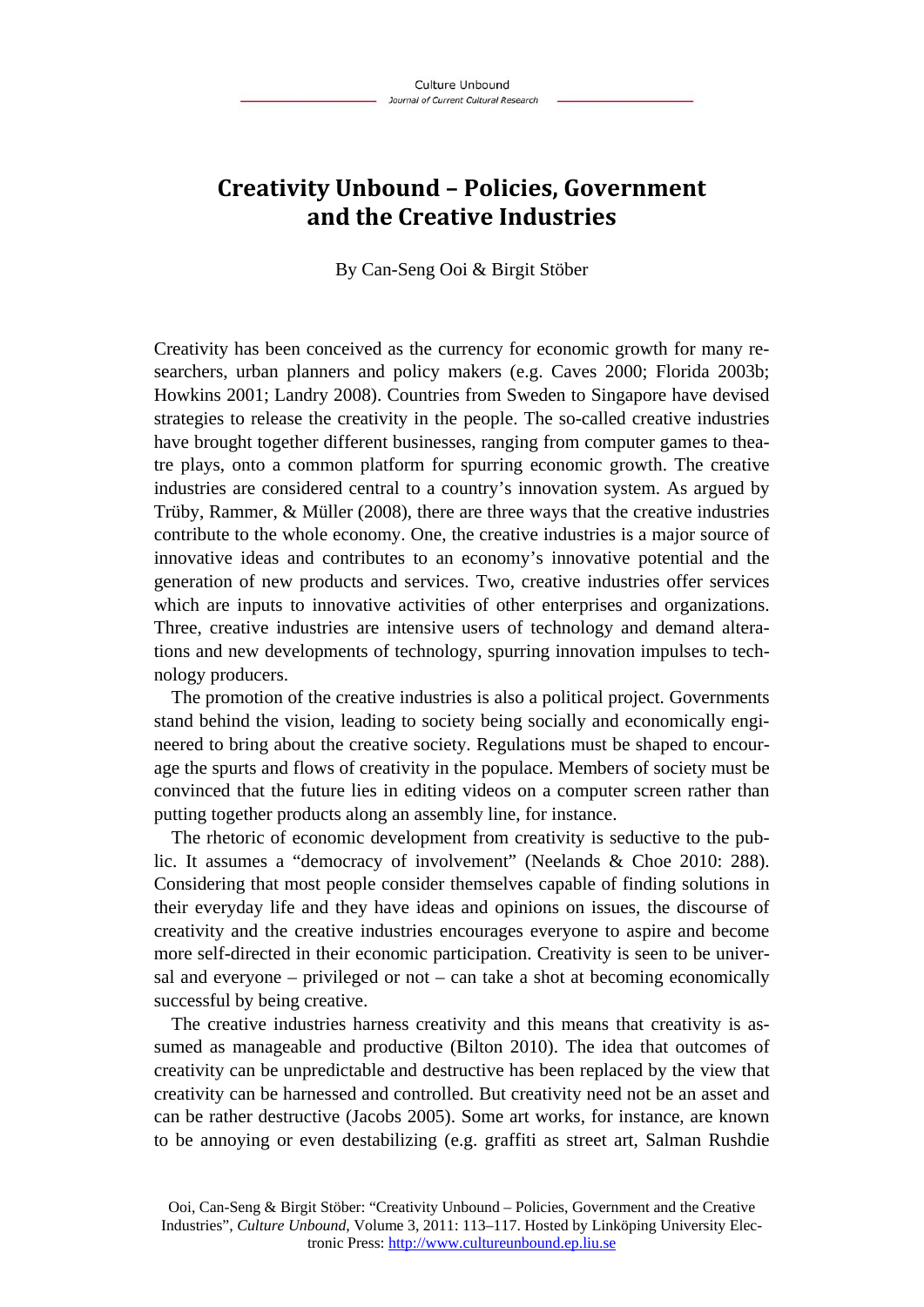# Creativity Unbound – Policies, Government and the Creative Industries

By Can-Seng Ooi & Birgit Stöber

Creativity has been conceived as the currency for economic growth for many researchers, urban planners and policy makers (e.g. Caves 2000; Florida 2003b; Howkins 2001; Landry 2008). Countries from Sweden to Singapore have devised strategies to release the creativity in the people. The so-called creative industries have brought together different businesses, ranging from computer games to theatre plays, onto a common platform for spurring economic growth. The creative industries are considered central to a country's innovation system. As argued by Trüby, Rammer, & Müller (2008), there are three ways that the creative industries contribute to the whole economy. One, the creative industries is a major source of innovative ideas and contributes to an economy's innovative potential and the generation of new products and services. Two, creative industries offer services which are inputs to innovative activities of other enterprises and organizations. Three, creative industries are intensive users of technology and demand alterations and new developments of technology, spurring innovation impulses to technology producers.

The promotion of the creative industries is also a political project. Governments stand behind the vision, leading to society being socially and economically engineered to bring about the creative society. Regulations must be shaped to encourage the spurts and flows of creativity in the populace. Members of society must be convinced that the future lies in editing videos on a computer screen rather than putting together products along an assembly line, for instance.

The rhetoric of economic development from creativity is seductive to the public. It assumes a "democracy of involvement" (Neelands & Choe 2010: 288). Considering that most people consider themselves capable of finding solutions in their everyday life and they have ideas and opinions on issues, the discourse of creativity and the creative industries encourages everyone to aspire and become more self-directed in their economic participation. Creativity is seen to be universal and everyone – privileged or not – can take a shot at becoming economically successful by being creative.

The creative industries harness creativity and this means that creativity is assumed as manageable and productive (Bilton 2010). The idea that outcomes of creativity can be unpredictable and destructive has been replaced by the view that creativity can be harnessed and controlled. But creativity need not be an asset and can be rather destructive (Jacobs 2005). Some art works, for instance, are known to be annoying or even destabilizing (e.g. graffiti as street art, Salman Rushdie

Ooi, Can-Seng & Birgit Stöber: "Creativity Unbound – Policies, Government and the Creative Industries", *Culture Unbound*, Volume 3, 2011: 113–117. Hosted by Linköping University Electronic Press: http://www.cultureunbound.ep.liu.se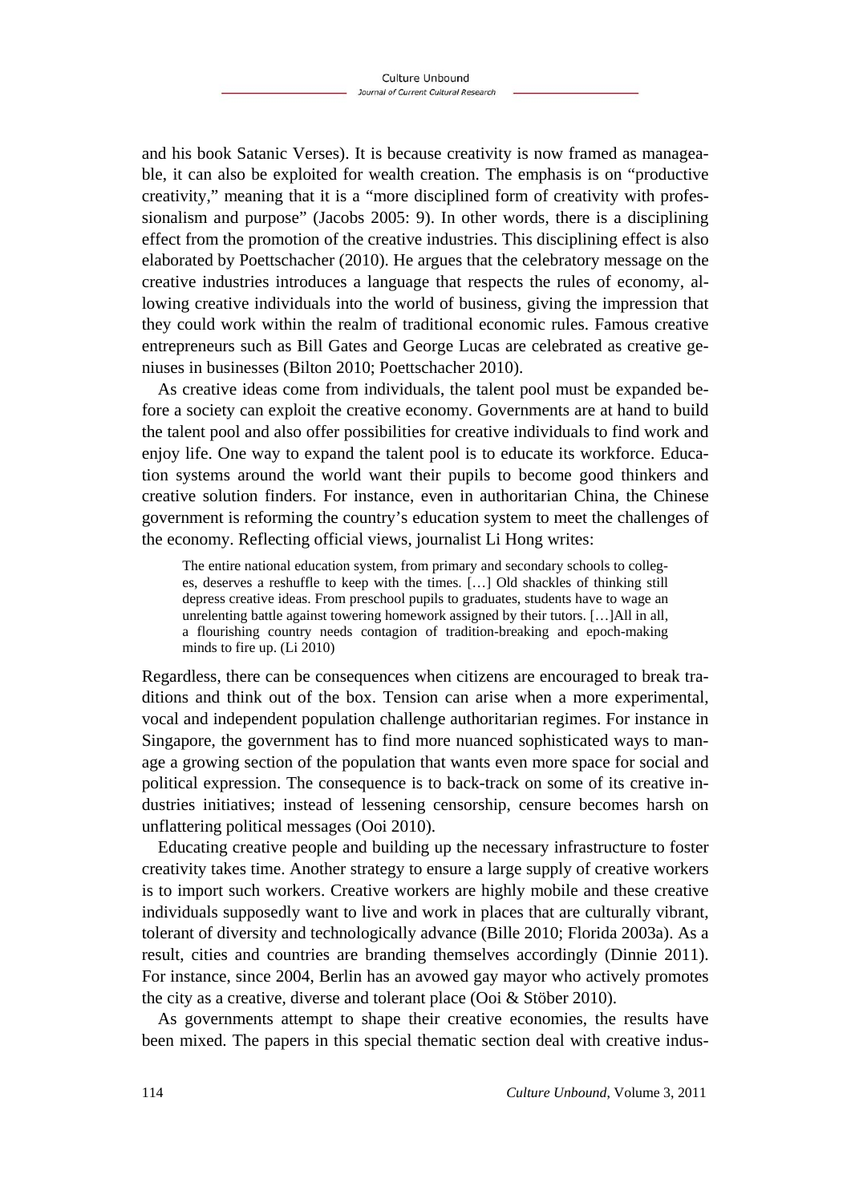and his book Satanic Verses). It is because creativity is now framed as manageable, it can also be exploited for wealth creation. The emphasis is on "productive creativity," meaning that it is a "more disciplined form of creativity with professionalism and purpose" (Jacobs 2005: 9). In other words, there is a disciplining effect from the promotion of the creative industries. This disciplining effect is also elaborated by Poettschacher (2010). He argues that the celebratory message on the creative industries introduces a language that respects the rules of economy, allowing creative individuals into the world of business, giving the impression that they could work within the realm of traditional economic rules. Famous creative entrepreneurs such as Bill Gates and George Lucas are celebrated as creative geniuses in businesses (Bilton 2010; Poettschacher 2010).

As creative ideas come from individuals, the talent pool must be expanded before a society can exploit the creative economy. Governments are at hand to build the talent pool and also offer possibilities for creative individuals to find work and enjoy life. One way to expand the talent pool is to educate its workforce. Education systems around the world want their pupils to become good thinkers and creative solution finders. For instance, even in authoritarian China, the Chinese government is reforming the country's education system to meet the challenges of the economy. Reflecting official views, journalist Li Hong writes:

> The entire national education system, from primary and secondary schools to colleges, deserves a reshuffle to keep with the times. […] Old shackles of thinking still depress creative ideas. From preschool pupils to graduates, students have to wage an unrelenting battle against towering homework assigned by their tutors. […]All in all, a flourishing country needs contagion of tradition-breaking and epoch-making minds to fire up. (Li 2010)

Regardless, there can be consequences when citizens are encouraged to break traditions and think out of the box. Tension can arise when a more experimental, vocal and independent population challenge authoritarian regimes. For instance in Singapore, the government has to find more nuanced sophisticated ways to manage a growing section of the population that wants even more space for social and political expression. The consequence is to back-track on some of its creative industries initiatives; instead of lessening censorship, censure becomes harsh on unflattering political messages (Ooi 2010).

Educating creative people and building up the necessary infrastructure to foster creativity takes time. Another strategy to ensure a large supply of creative workers is to import such workers. Creative workers are highly mobile and these creative individuals supposedly want to live and work in places that are culturally vibrant, tolerant of diversity and technologically advance (Bille 2010; Florida 2003a). As a result, cities and countries are branding themselves accordingly (Dinnie 2011). For instance, since 2004, Berlin has an avowed gay mayor who actively promotes the city as a creative, diverse and tolerant place (Ooi & Stöber 2010).

As governments attempt to shape their creative economies, the results have been mixed. The papers in this special thematic section deal with creative indus-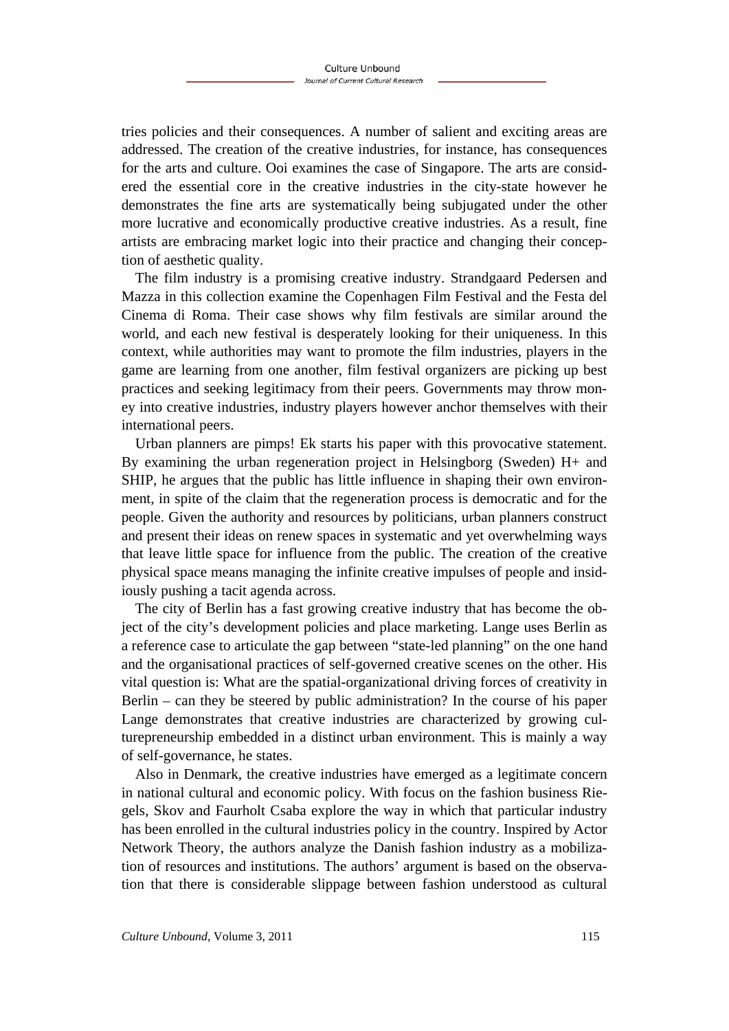tries policies and their consequences. A number of salient and exciting areas are addressed. The creation of the creative industries, for instance, has consequences for the arts and culture. Ooi examines the case of Singapore. The arts are considered the essential core in the creative industries in the city-state however he demonstrates the fine arts are systematically being subjugated under the other more lucrative and economically productive creative industries. As a result, fine artists are embracing market logic into their practice and changing their conception of aesthetic quality.

The film industry is a promising creative industry. Strandgaard Pedersen and Mazza in this collection examine the Copenhagen Film Festival and the Festa del Cinema di Roma. Their case shows why film festivals are similar around the world, and each new festival is desperately looking for their uniqueness. In this context, while authorities may want to promote the film industries, players in the game are learning from one another, film festival organizers are picking up best practices and seeking legitimacy from their peers. Governments may throw money into creative industries, industry players however anchor themselves with their international peers.

Urban planners are pimps! Ek starts his paper with this provocative statement. By examining the urban regeneration project in Helsingborg (Sweden) H+ and SHIP, he argues that the public has little influence in shaping their own environment, in spite of the claim that the regeneration process is democratic and for the people. Given the authority and resources by politicians, urban planners construct and present their ideas on renew spaces in systematic and yet overwhelming ways that leave little space for influence from the public. The creation of the creative physical space means managing the infinite creative impulses of people and insidiously pushing a tacit agenda across.

The city of Berlin has a fast growing creative industry that has become the object of the city's development policies and place marketing. Lange uses Berlin as a reference case to articulate the gap between "state-led planning" on the one hand and the organisational practices of self-governed creative scenes on the other. His vital question is: What are the spatial-organizational driving forces of creativity in Berlin – can they be steered by public administration? In the course of his paper Lange demonstrates that creative industries are characterized by growing culturepreneurship embedded in a distinct urban environment. This is mainly a way of self-governance, he states.

Also in Denmark, the creative industries have emerged as a legitimate concern in national cultural and economic policy. With focus on the fashion business Riegels, Skov and Faurholt Csaba explore the way in which that particular industry has been enrolled in the cultural industries policy in the country. Inspired by Actor Network Theory, the authors analyze the Danish fashion industry as a mobilization of resources and institutions. The authors' argument is based on the observation that there is considerable slippage between fashion understood as cultural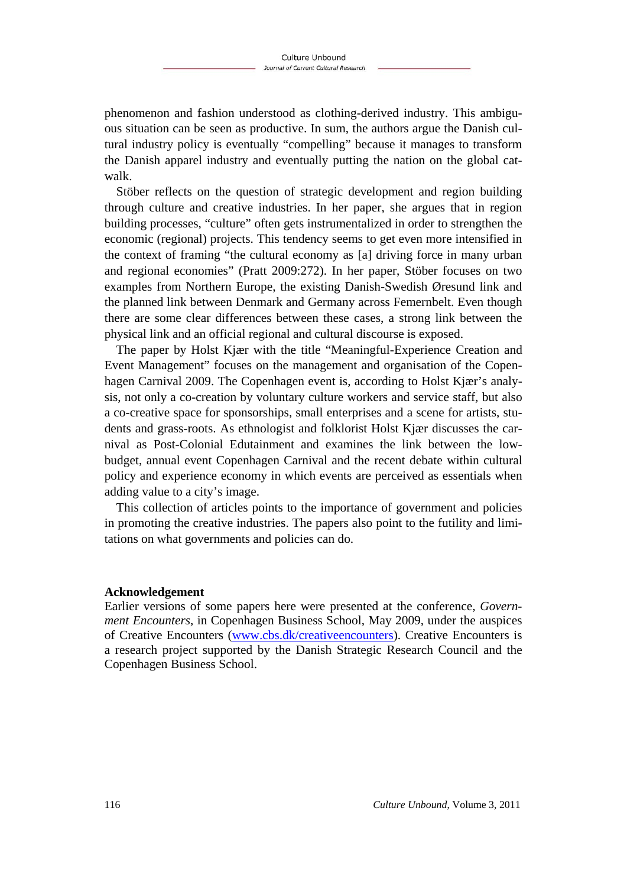phenomenon and fashion understood as clothing-derived industry. This ambiguous situation can be seen as productive. In sum, the authors argue the Danish cultural industry policy is eventually “compelling” because it manages to transform the Danish apparel industry and eventually putting the nation on the global catwalk.

Stöber reflects on the question of strategic development and region building through culture and creative industries. In her paper, she argues that in region building processes, “culture” often gets instrumentalized in order to strengthen the economic (regional) projects. This tendency seems to get even more intensified in the context of framing “the cultural economy as [a] driving force in many urban and regional economies” (Pratt 2009:272). In her paper, Stöber focuses on two examples from Northern Europe, the existing Danish-Swedish Øresund link and the planned link between Denmark and Germany across Femernbelt. Even though there are some clear differences between these cases, a strong link between the physical link and an official regional and cultural discourse is exposed.

The paper by Holst Kjær with the title “Meaningful-Experience Creation and Event Management” focuses on the management and organisation of the Copenhagen Carnival 2009. The Copenhagen event is, according to Holst Kjær’s analysis, not only a co-creation by voluntary culture workers and service staff, but also a co-creative space for sponsorships, small enterprises and a scene for artists, students and grass-roots. As ethnologist and folklorist Holst Kjær discusses the carnival as Post-Colonial Edutainment and examines the link between the low-budget, annual event Copenhagen Carnival and the recent debate within cultural policy and experience economy in which events are perceived as essentials when adding value to a city’s image.

This collection of articles points to the importance of government and policies in promoting the creative industries. The papers also point to the futility and limitations on what governments and policies can do.

**Acknowledgement**

Earlier versions of some papers here were presented at the conference, *Government Encounters*, in Copenhagen Business School, May 2009, under the auspices of Creative Encounters (www.cbs.dk/creativeencounters). Creative Encounters is a research project supported by the Danish Strategic Research Council and the Copenhagen Business School.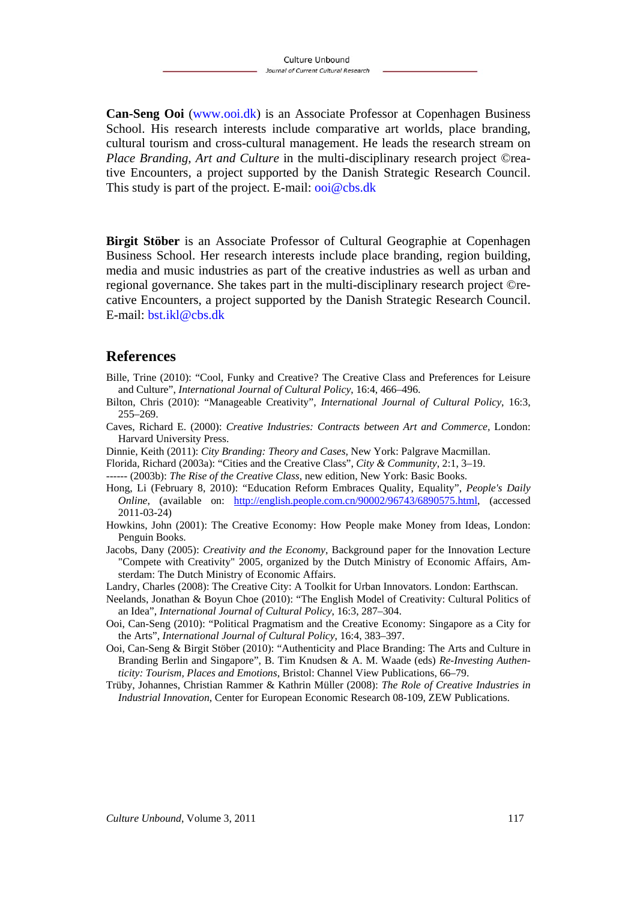**Can-Seng Ooi** (www.ooi.dk) is an Associate Professor at Copenhagen Business School. His research interests include comparative art worlds, place branding, cultural tourism and cross-cultural management. He leads the research stream on *Place Branding, Art and Culture* in the multi-disciplinary research project ©reative Encounters, a project supported by the Danish Strategic Research Council. This study is part of the project. E-mail: ooi@cbs.dk

**Birgit Stöber** is an Associate Professor of Cultural Geographie at Copenhagen Business School. Her research interests include place branding, region building, media and music industries as part of the creative industries as well as urban and regional governance. She takes part in the multi-disciplinary research project ©recative Encounters, a project supported by the Danish Strategic Research Council. E-mail: bst.ikl@cbs.dk

## References

Bille, Trine (2010): "Cool, Funky and Creative? The Creative Class and Preferences for Leisure and Culture", *International Journal of Cultural Policy*, 16:4, 466–496.

Bilton, Chris (2010): "Manageable Creativity", *International Journal of Cultural Policy*, 16:3, 255–269.

Caves, Richard E. (2000): *Creative Industries: Contracts between Art and Commerce*, London: Harvard University Press.

Dinnie, Keith (2011): *City Branding: Theory and Cases*, New York: Palgrave Macmillan.

Florida, Richard (2003a): "Cities and the Creative Class", *City & Community*, 2:1, 3–19.

------ (2003b): *The Rise of the Creative Class*, new edition, New York: Basic Books.

Hong, Li (February 8, 2010): "Education Reform Embraces Quality, Equality", *People's Daily Online*, (available on: http://english.people.com.cn/90002/96743/6890575.html, (accessed 2011-03-24)

Howkins, John (2001): The Creative Economy: How People make Money from Ideas, London: Penguin Books.

Jacobs, Dany (2005): *Creativity and the Economy*, Background paper for the Innovation Lecture "Compete with Creativity" 2005, organized by the Dutch Ministry of Economic Affairs, Amsterdam: The Dutch Ministry of Economic Affairs.

Landry, Charles (2008): The Creative City: A Toolkit for Urban Innovators. London: Earthscan.

Neelands, Jonathan & Boyun Choe (2010): "The English Model of Creativity: Cultural Politics of an Idea", *International Journal of Cultural Policy*, 16:3, 287–304.

Ooi, Can-Seng (2010): "Political Pragmatism and the Creative Economy: Singapore as a City for the Arts", *International Journal of Cultural Policy*, 16:4, 383–397.

Ooi, Can-Seng & Birgit Stöber (2010): "Authenticity and Place Branding: The Arts and Culture in Branding Berlin and Singapore", B. Tim Knudsen & A. M. Waade (eds) *Re-Investing Authenticity: Tourism, Places and Emotions*, Bristol: Channel View Publications, 66–79.

Trüby, Johannes, Christian Rammer & Kathrin Müller (2008): *The Role of Creative Industries in Industrial Innovation*, Center for European Economic Research 08-109, ZEW Publications.